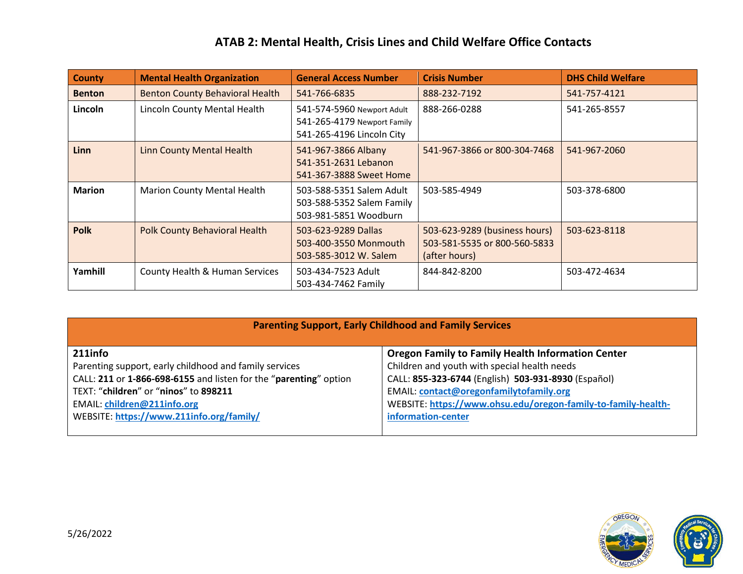# ATAB 2: Mental Health, Crisis Lines and Child Welfare Office Contacts

| County | Mental Health Organization | General Access Number | Crisis Number | DHS Child Welfare |
|---|---|---|---|---|
| **Benton** | Benton County Behavioral Health | 541-766-6835 | 888-232-7192 | 541-757-4121 |
| **Lincoln** | Lincoln County Mental Health | 541-574-5960 Newport Adult<br>541-265-4179 Newport Family<br>541-265-4196 Lincoln City | 888-266-0288 | 541-265-8557 |
| **Linn** | Linn County Mental Health | 541-967-3866 Albany<br>541-351-2631 Lebanon<br>541-367-3888 Sweet Home | 541-967-3866 or 800-304-7468 | 541-967-2060 |
| **Marion** | Marion County Mental Health | 503-588-5351 Salem Adult<br>503-588-5352 Salem Family<br>503-981-5851 Woodburn | 503-585-4949 | 503-378-6800 |
| **Polk** | Polk County Behavioral Health | 503-623-9289 Dallas<br>503-400-3550 Monmouth<br>503-585-3012 W. Salem | 503-623-9289 (business hours)<br>503-581-5535 or 800-560-5833 (after hours) | 503-623-8118 |
| **Yamhill** | County Health & Human Services | 503-434-7523 Adult<br>503-434-7462 Family | 844-842-8200 | 503-472-4634 |

## Parenting Support, Early Childhood and Family Services

**211info**
Parenting support, early childhood and family services
CALL: **211** or **1-866-698-6155** and listen for the "**parenting**" option
TEXT: "**children**" or "**ninos**" to **898211**
EMAIL: **children@211info.org**
WEBSITE: **https://www.211info.org/family/**

**Oregon Family to Family Health Information Center**
Children and youth with special health needs
CALL: **855-323-6744** (English) **503-931-8930** (Español)
EMAIL: **contact@oregonfamilytofamily.org**
WEBSITE: **https://www.ohsu.edu/oregon-family-to-family-health-information-center**

5/26/2022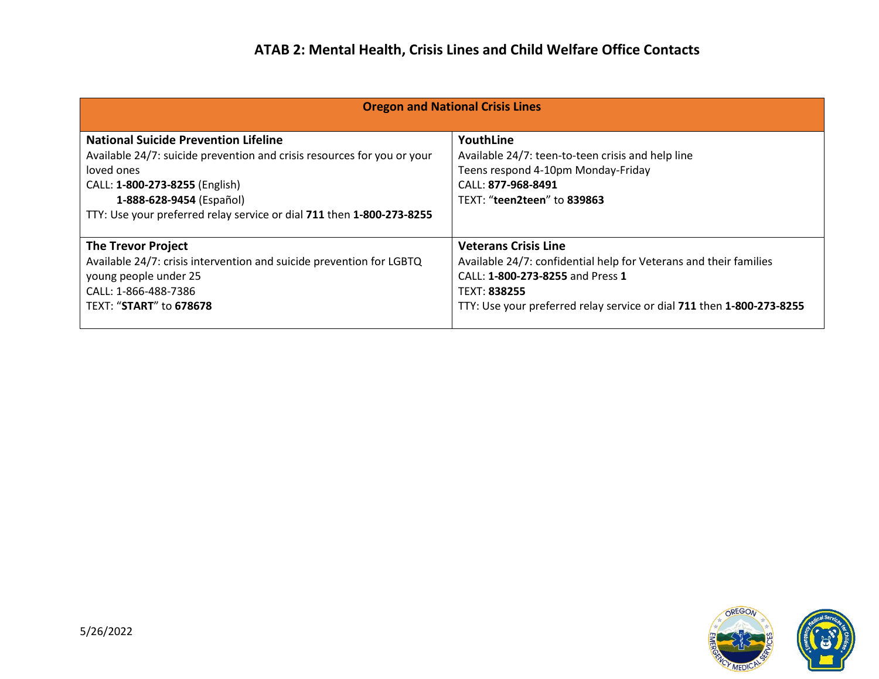# ATAB 2: Mental Health, Crisis Lines and Child Welfare Office Contacts

| **Oregon and National Crisis Lines** | |
|---|---|
| **National Suicide Prevention Lifeline**<br>Available 24/7: suicide prevention and crisis resources for you or your loved ones<br>CALL: **1-800-273-8255** (English)<br>**1-888-628-9454** (Español)<br>TTY: Use your preferred relay service or dial **711** then **1-800-273-8255** | **YouthLine**<br>Available 24/7: teen-to-teen crisis and help line<br>Teens respond 4-10pm Monday-Friday<br>CALL: **877-968-8491**<br>TEXT: "**teen2teen**" to **839863** |
| **The Trevor Project**<br>Available 24/7: crisis intervention and suicide prevention for LGBTQ young people under 25<br>CALL: 1-866-488-7386<br>TEXT: "**START**" to **678678** | **Veterans Crisis Line**<br>Available 24/7: confidential help for Veterans and their families<br>CALL: **1-800-273-8255** and Press **1**<br>**TEXT: 838255**<br>TTY: Use your preferred relay service or dial **711** then **1-800-273-8255** |

5/26/2022